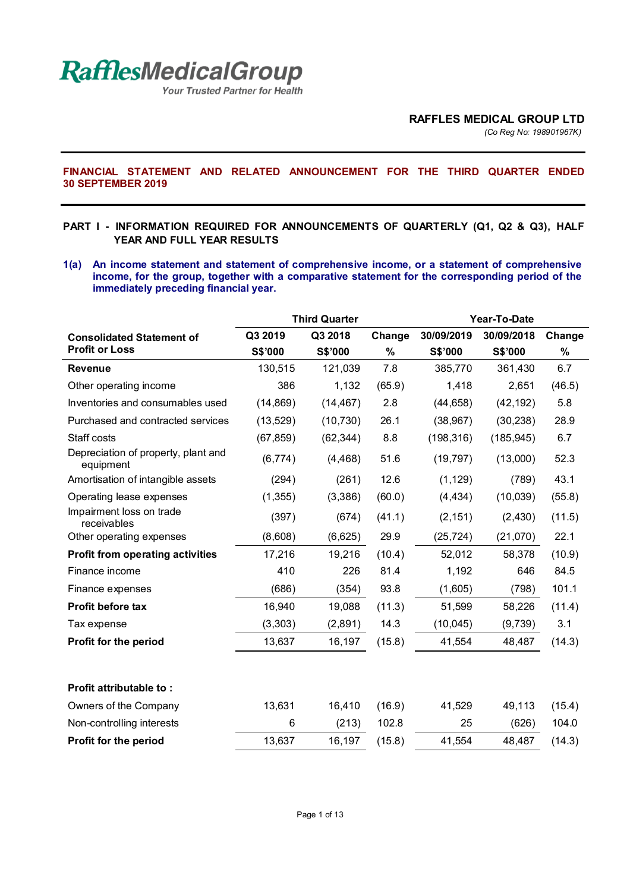**RafflesMedicalGroup**
*Your Trusted Partner for Health*

**RAFFLES MEDICAL GROUP LTD**
*(Co Reg No: 198901967K)*

## FINANCIAL STATEMENT AND RELATED ANNOUNCEMENT FOR THE THIRD QUARTER ENDED 30 SEPTEMBER 2019

### PART I - INFORMATION REQUIRED FOR ANNOUNCEMENTS OF QUARTERLY (Q1, Q2 & Q3), HALF YEAR AND FULL YEAR RESULTS

**1(a) An income statement and statement of comprehensive income, or a statement of comprehensive income, for the group, together with a comparative statement for the corresponding period of the immediately preceding financial year.**

| Consolidated Statement of Profit or Loss | Third Quarter | | | Year-To-Date | | |
|---|---|---|---|---|---|---|
| | Q3 2019 S$'000 | Q3 2018 S$'000 | Change % | 30/09/2019 S$'000 | 30/09/2018 S$'000 | Change % |
| **Revenue** | 130,515 | 121,039 | 7.8 | 385,770 | 361,430 | 6.7 |
| Other operating income | 386 | 1,132 | (65.9) | 1,418 | 2,651 | (46.5) |
| Inventories and consumables used | (14,869) | (14,467) | 2.8 | (44,658) | (42,192) | 5.8 |
| Purchased and contracted services | (13,529) | (10,730) | 26.1 | (38,967) | (30,238) | 28.9 |
| Staff costs | (67,859) | (62,344) | 8.8 | (198,316) | (185,945) | 6.7 |
| Depreciation of property, plant and equipment | (6,774) | (4,468) | 51.6 | (19,797) | (13,000) | 52.3 |
| Amortisation of intangible assets | (294) | (261) | 12.6 | (1,129) | (789) | 43.1 |
| Operating lease expenses | (1,355) | (3,386) | (60.0) | (4,434) | (10,039) | (55.8) |
| Impairment loss on trade receivables | (397) | (674) | (41.1) | (2,151) | (2,430) | (11.5) |
| Other operating expenses | (8,608) | (6,625) | 29.9 | (25,724) | (21,070) | 22.1 |
| **Profit from operating activities** | 17,216 | 19,216 | (10.4) | 52,012 | 58,378 | (10.9) |
| Finance income | 410 | 226 | 81.4 | 1,192 | 646 | 84.5 |
| Finance expenses | (686) | (354) | 93.8 | (1,605) | (798) | 101.1 |
| **Profit before tax** | 16,940 | 19,088 | (11.3) | 51,599 | 58,226 | (11.4) |
| Tax expense | (3,303) | (2,891) | 14.3 | (10,045) | (9,739) | 3.1 |
| **Profit for the period** | 13,637 | 16,197 | (15.8) | 41,554 | 48,487 | (14.3) |
| | | | | | | |
| **Profit attributable to :** | | | | | | |
| Owners of the Company | 13,631 | 16,410 | (16.9) | 41,529 | 49,113 | (15.4) |
| Non-controlling interests | 6 | (213) | 102.8 | 25 | (626) | 104.0 |
| **Profit for the period** | 13,637 | 16,197 | (15.8) | 41,554 | 48,487 | (14.3) |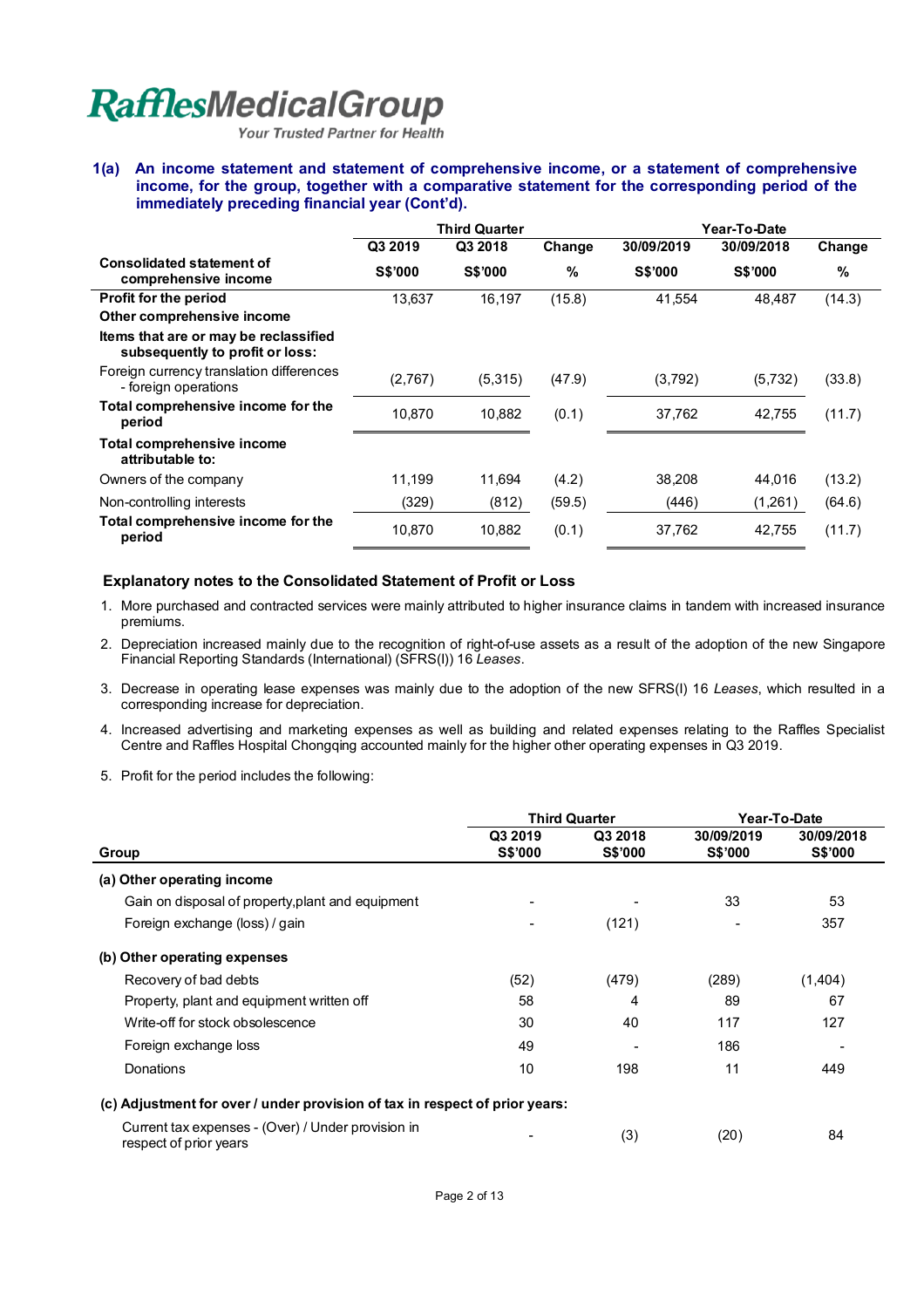**1(a) An income statement and statement of comprehensive income, or a statement of comprehensive income, for the group, together with a comparative statement for the corresponding period of the immediately preceding financial year (Cont'd).**

| Consolidated statement of comprehensive income | Third Quarter | | | Year-To-Date | | |
|---|---|---|---|---|---|---|
| | Q3 2019 | Q3 2018 | Change | 30/09/2019 | 30/09/2018 | Change |
| | S$'000 | S$'000 | % | S$'000 | S$'000 | % |
| **Profit for the period** | 13,637 | 16,197 | (15.8) | 41,554 | 48,487 | (14.3) |
| **Other comprehensive income** | | | | | | |
| **Items that are or may be reclassified subsequently to profit or loss:** | | | | | | |
| Foreign currency translation differences - foreign operations | (2,767) | (5,315) | (47.9) | (3,792) | (5,732) | (33.8) |
| **Total comprehensive income for the period** | 10,870 | 10,882 | (0.1) | 37,762 | 42,755 | (11.7) |
| **Total comprehensive income attributable to:** | | | | | | |
| Owners of the company | 11,199 | 11,694 | (4.2) | 38,208 | 44,016 | (13.2) |
| Non-controlling interests | (329) | (812) | (59.5) | (446) | (1,261) | (64.6) |
| **Total comprehensive income for the period** | 10,870 | 10,882 | (0.1) | 37,762 | 42,755 | (11.7) |

### Explanatory notes to the Consolidated Statement of Profit or Loss

1. More purchased and contracted services were mainly attributed to higher insurance claims in tandem with increased insurance premiums.
2. Depreciation increased mainly due to the recognition of right-of-use assets as a result of the adoption of the new Singapore Financial Reporting Standards (International) (SFRS(I)) 16 *Leases*.
3. Decrease in operating lease expenses was mainly due to the adoption of the new SFRS(I) 16 *Leases*, which resulted in a corresponding increase for depreciation.
4. Increased advertising and marketing expenses as well as building and related expenses relating to the Raffles Specialist Centre and Raffles Hospital Chongqing accounted mainly for the higher other operating expenses in Q3 2019.
5. Profit for the period includes the following:

| Group | Third Quarter | | Year-To-Date | |
|---|---|---|---|---|
| | Q3 2019 S$'000 | Q3 2018 S$'000 | 30/09/2019 S$'000 | 30/09/2018 S$'000 |
| **(a) Other operating income** | | | | |
| Gain on disposal of property,plant and equipment | - | - | 33 | 53 |
| Foreign exchange (loss) / gain | - | (121) | - | 357 |
| **(b) Other operating expenses** | | | | |
| Recovery of bad debts | (52) | (479) | (289) | (1,404) |
| Property, plant and equipment written off | 58 | 4 | 89 | 67 |
| Write-off for stock obsolescence | 30 | 40 | 117 | 127 |
| Foreign exchange loss | 49 | - | 186 | - |
| Donations | 10 | 198 | 11 | 449 |
| **(c) Adjustment for over / under provision of tax in respect of prior years:** | | | | |
| Current tax expenses - (Over) / Under provision in respect of prior years | - | (3) | (20) | 84 |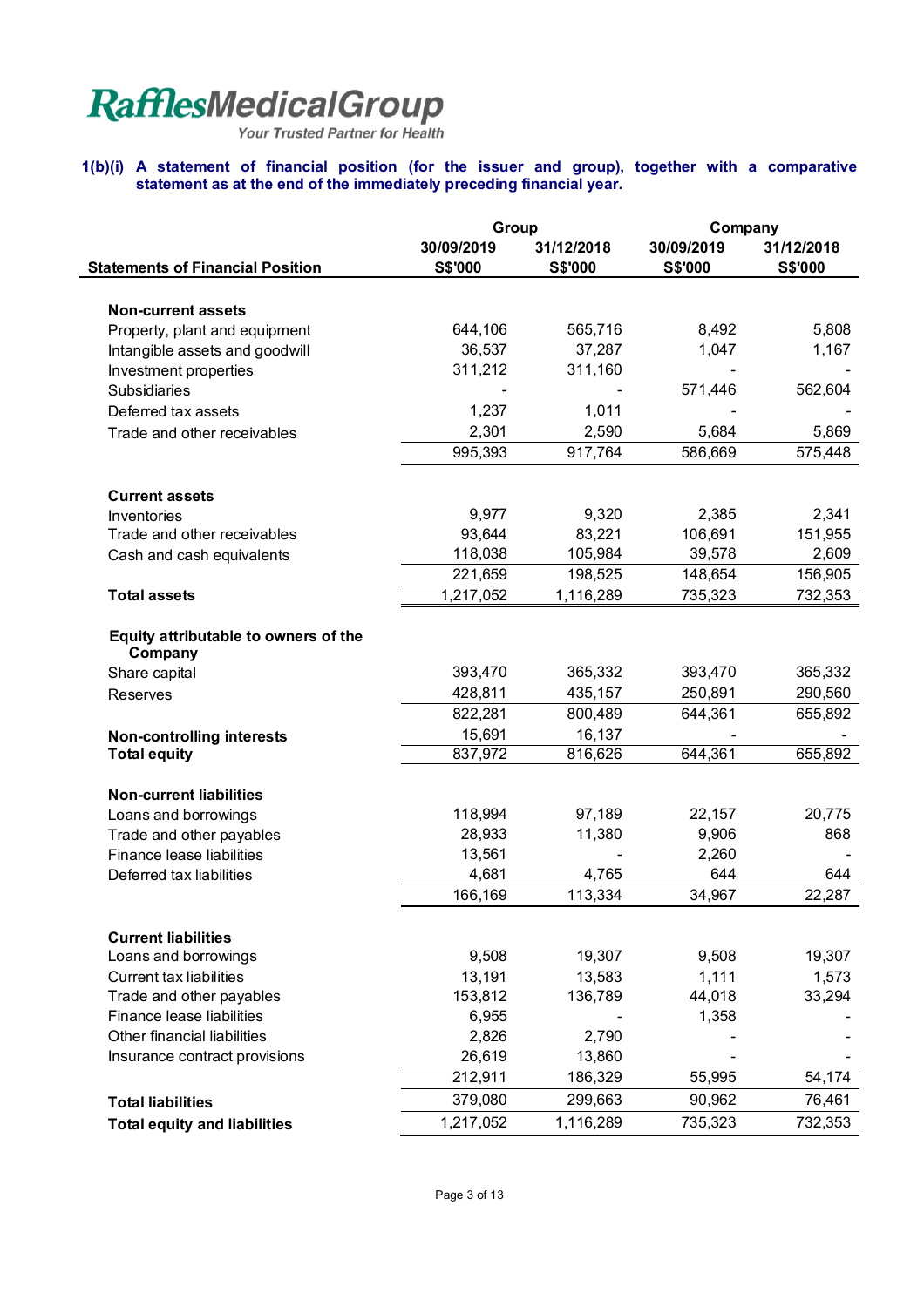**RafflesMedicalGroup**
*Your Trusted Partner for Health*

**1(b)(i) A statement of financial position (for the issuer and group), together with a comparative statement as at the end of the immediately preceding financial year.**

| Statements of Financial Position | Group 30/09/2019 S$'000 | Group 31/12/2018 S$'000 | Company 30/09/2019 S$'000 | Company 31/12/2018 S$'000 |
|---|---|---|---|---|
| **Non-current assets** | | | | |
| Property, plant and equipment | 644,106 | 565,716 | 8,492 | 5,808 |
| Intangible assets and goodwill | 36,537 | 37,287 | 1,047 | 1,167 |
| Investment properties | 311,212 | 311,160 | - | - |
| Subsidiaries | - | - | 571,446 | 562,604 |
| Deferred tax assets | 1,237 | 1,011 | - | - |
| Trade and other receivables | 2,301 | 2,590 | 5,684 | 5,869 |
| | 995,393 | 917,764 | 586,669 | 575,448 |
| **Current assets** | | | | |
| Inventories | 9,977 | 9,320 | 2,385 | 2,341 |
| Trade and other receivables | 93,644 | 83,221 | 106,691 | 151,955 |
| Cash and cash equivalents | 118,038 | 105,984 | 39,578 | 2,609 |
| | 221,659 | 198,525 | 148,654 | 156,905 |
| **Total assets** | 1,217,052 | 1,116,289 | 735,323 | 732,353 |
| **Equity attributable to owners of the Company** | | | | |
| Share capital | 393,470 | 365,332 | 393,470 | 365,332 |
| Reserves | 428,811 | 435,157 | 250,891 | 290,560 |
| | 822,281 | 800,489 | 644,361 | 655,892 |
| **Non-controlling interests** | 15,691 | 16,137 | - | - |
| **Total equity** | 837,972 | 816,626 | 644,361 | 655,892 |
| **Non-current liabilities** | | | | |
| Loans and borrowings | 118,994 | 97,189 | 22,157 | 20,775 |
| Trade and other payables | 28,933 | 11,380 | 9,906 | 868 |
| Finance lease liabilities | 13,561 | - | 2,260 | - |
| Deferred tax liabilities | 4,681 | 4,765 | 644 | 644 |
| | 166,169 | 113,334 | 34,967 | 22,287 |
| **Current liabilities** | | | | |
| Loans and borrowings | 9,508 | 19,307 | 9,508 | 19,307 |
| Current tax liabilities | 13,191 | 13,583 | 1,111 | 1,573 |
| Trade and other payables | 153,812 | 136,789 | 44,018 | 33,294 |
| Finance lease liabilities | 6,955 | - | 1,358 | - |
| Other financial liabilities | 2,826 | 2,790 | - | - |
| Insurance contract provisions | 26,619 | 13,860 | - | - |
| | 212,911 | 186,329 | 55,995 | 54,174 |
| **Total liabilities** | 379,080 | 299,663 | 90,962 | 76,461 |
| **Total equity and liabilities** | 1,217,052 | 1,116,289 | 735,323 | 732,353 |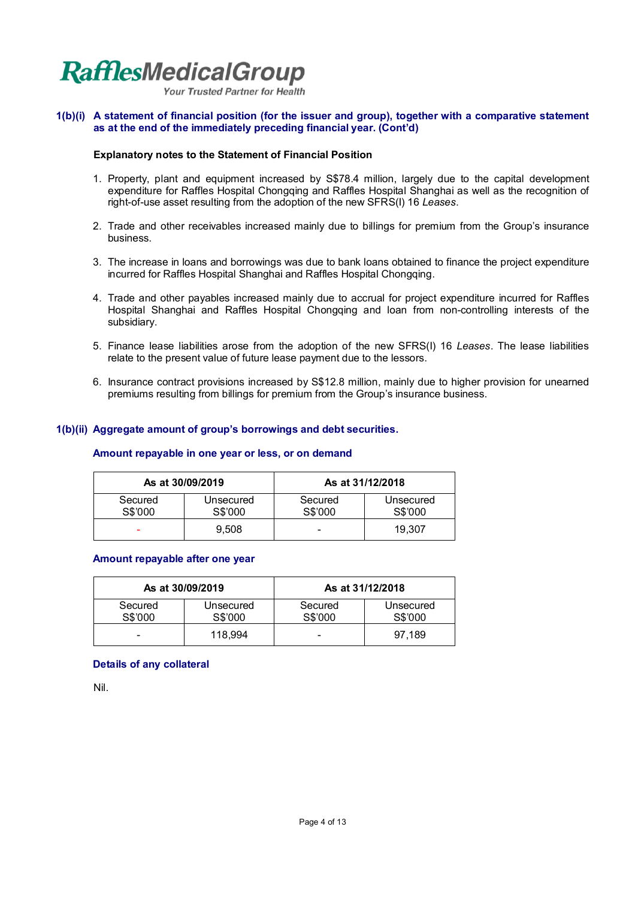**1(b)(i) A statement of financial position (for the issuer and group), together with a comparative statement as at the end of the immediately preceding financial year. (Cont'd)**

**Explanatory notes to the Statement of Financial Position**

1. Property, plant and equipment increased by S$78.4 million, largely due to the capital development expenditure for Raffles Hospital Chongqing and Raffles Hospital Shanghai as well as the recognition of right-of-use asset resulting from the adoption of the new SFRS(I) 16 *Leases*.

2. Trade and other receivables increased mainly due to billings for premium from the Group's insurance business.

3. The increase in loans and borrowings was due to bank loans obtained to finance the project expenditure incurred for Raffles Hospital Shanghai and Raffles Hospital Chongqing.

4. Trade and other payables increased mainly due to accrual for project expenditure incurred for Raffles Hospital Shanghai and Raffles Hospital Chongqing and loan from non-controlling interests of the subsidiary.

5. Finance lease liabilities arose from the adoption of the new SFRS(I) 16 *Leases*. The lease liabilities relate to the present value of future lease payment due to the lessors.

6. Insurance contract provisions increased by S$12.8 million, mainly due to higher provision for unearned premiums resulting from billings for premium from the Group's insurance business.

**1(b)(ii) Aggregate amount of group's borrowings and debt securities.**

**Amount repayable in one year or less, or on demand**

| As at 30/09/2019 | | As at 31/12/2018 | |
|---|---|---|---|
| Secured S$'000 | Unsecured S$'000 | Secured S$'000 | Unsecured S$'000 |
| - | 9,508 | - | 19,307 |

**Amount repayable after one year**

| As at 30/09/2019 | | As at 31/12/2018 | |
|---|---|---|---|
| Secured S$'000 | Unsecured S$'000 | Secured S$'000 | Unsecured S$'000 |
| - | 118,994 | - | 97,189 |

**Details of any collateral**

Nil.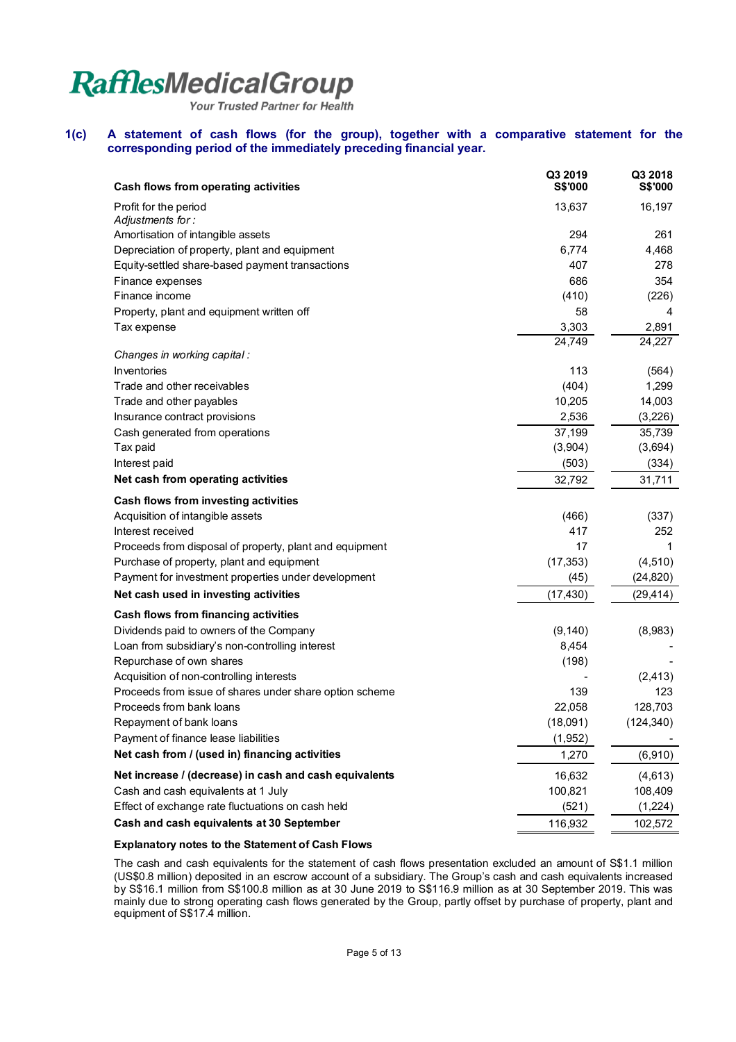**RafflesMedicalGroup**
*Your Trusted Partner for Health*

## 1(c) A statement of cash flows (for the group), together with a comparative statement for the corresponding period of the immediately preceding financial year.

| **Cash flows from operating activities** | **Q3 2019 S$'000** | **Q3 2018 S$'000** |
|---|---|---|
| Profit for the period | 13,637 | 16,197 |
| *Adjustments for :* | | |
| Amortisation of intangible assets | 294 | 261 |
| Depreciation of property, plant and equipment | 6,774 | 4,468 |
| Equity-settled share-based payment transactions | 407 | 278 |
| Finance expenses | 686 | 354 |
| Finance income | (410) | (226) |
| Property, plant and equipment written off | 58 | 4 |
| Tax expense | 3,303 | 2,891 |
| | 24,749 | 24,227 |
| *Changes in working capital :* | | |
| Inventories | 113 | (564) |
| Trade and other receivables | (404) | 1,299 |
| Trade and other payables | 10,205 | 14,003 |
| Insurance contract provisions | 2,536 | (3,226) |
| Cash generated from operations | 37,199 | 35,739 |
| Tax paid | (3,904) | (3,694) |
| Interest paid | (503) | (334) |
| **Net cash from operating activities** | 32,792 | 31,711 |
| **Cash flows from investing activities** | | |
| Acquisition of intangible assets | (466) | (337) |
| Interest received | 417 | 252 |
| Proceeds from disposal of property, plant and equipment | 17 | 1 |
| Purchase of property, plant and equipment | (17,353) | (4,510) |
| Payment for investment properties under development | (45) | (24,820) |
| **Net cash used in investing activities** | (17,430) | (29,414) |
| **Cash flows from financing activities** | | |
| Dividends paid to owners of the Company | (9,140) | (8,983) |
| Loan from subsidiary's non-controlling interest | 8,454 | - |
| Repurchase of own shares | (198) | - |
| Acquisition of non-controlling interests | - | (2,413) |
| Proceeds from issue of shares under share option scheme | 139 | 123 |
| Proceeds from bank loans | 22,058 | 128,703 |
| Repayment of bank loans | (18,091) | (124,340) |
| Payment of finance lease liabilities | (1,952) | - |
| **Net cash from / (used in) financing activities** | 1,270 | (6,910) |
| **Net increase / (decrease) in cash and cash equivalents** | 16,632 | (4,613) |
| Cash and cash equivalents at 1 July | 100,821 | 108,409 |
| Effect of exchange rate fluctuations on cash held | (521) | (1,224) |
| **Cash and cash equivalents at 30 September** | 116,932 | 102,572 |

**Explanatory notes to the Statement of Cash Flows**

The cash and cash equivalents for the statement of cash flows presentation excluded an amount of S$1.1 million (US$0.8 million) deposited in an escrow account of a subsidiary. The Group's cash and cash equivalents increased by S$16.1 million from S$100.8 million as at 30 June 2019 to S$116.9 million as at 30 September 2019. This was mainly due to strong operating cash flows generated by the Group, partly offset by purchase of property, plant and equipment of S$17.4 million.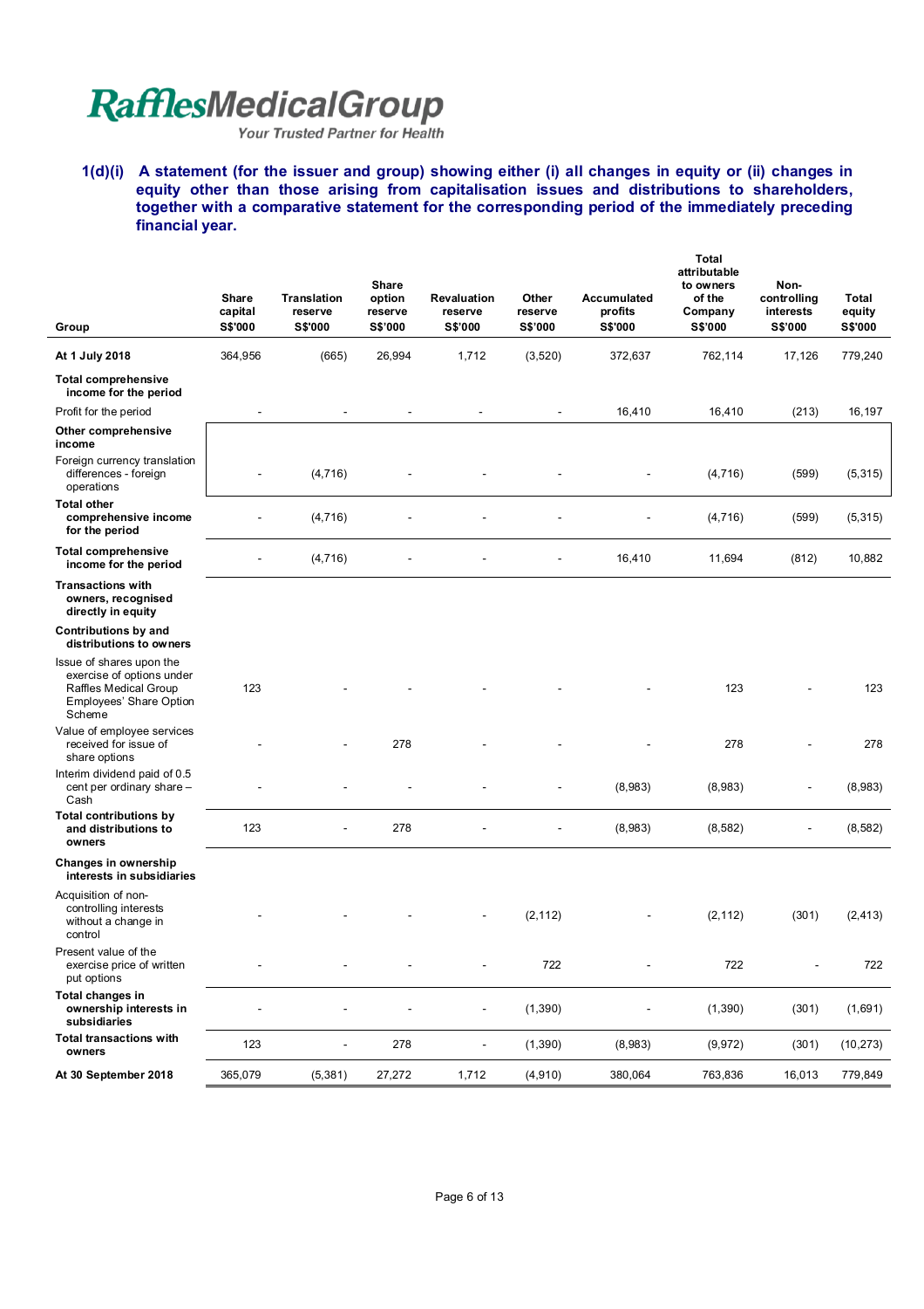RafflesMedicalGroup
*Your Trusted Partner for Health*

**1(d)(i) A statement (for the issuer and group) showing either (i) all changes in equity or (ii) changes in equity other than those arising from capitalisation issues and distributions to shareholders, together with a comparative statement for the corresponding period of the immediately preceding financial year.**

| Group | Share capital S$'000 | Translation reserve S$'000 | Share option reserve S$'000 | Revaluation reserve S$'000 | Other reserve S$'000 | Accumulated profits S$'000 | Total attributable to owners of the Company S$'000 | Non-controlling interests S$'000 | Total equity S$'000 |
|---|---|---|---|---|---|---|---|---|---|
| **At 1 July 2018** | 364,956 | (665) | 26,994 | 1,712 | (3,520) | 372,637 | 762,114 | 17,126 | 779,240 |
| **Total comprehensive income for the period** | | | | | | | | | |
| Profit for the period | - | - | - | - | - | 16,410 | 16,410 | (213) | 16,197 |
| **Other comprehensive income** | | | | | | | | | |
| Foreign currency translation differences - foreign operations | - | (4,716) | - | - | - | - | (4,716) | (599) | (5,315) |
| **Total other comprehensive income for the period** | - | (4,716) | - | - | - | - | (4,716) | (599) | (5,315) |
| **Total comprehensive income for the period** | - | (4,716) | - | - | - | 16,410 | 11,694 | (812) | 10,882 |
| **Transactions with owners, recognised directly in equity** | | | | | | | | | |
| **Contributions by and distributions to owners** | | | | | | | | | |
| Issue of shares upon the exercise of options under Raffles Medical Group Employees' Share Option Scheme | 123 | - | - | - | - | - | 123 | - | 123 |
| Value of employee services received for issue of share options | - | - | 278 | - | - | - | 278 | - | 278 |
| Interim dividend paid of 0.5 cent per ordinary share – Cash | - | - | - | - | - | (8,983) | (8,983) | - | (8,983) |
| **Total contributions by and distributions to owners** | 123 | - | 278 | - | - | (8,983) | (8,582) | - | (8,582) |
| **Changes in ownership interests in subsidiaries** | | | | | | | | | |
| Acquisition of non-controlling interests without a change in control | - | - | - | - | (2,112) | - | (2,112) | (301) | (2,413) |
| Present value of the exercise price of written put options | - | - | - | - | 722 | - | 722 | - | 722 |
| **Total changes in ownership interests in subsidiaries** | - | - | - | - | (1,390) | - | (1,390) | (301) | (1,691) |
| **Total transactions with owners** | 123 | - | 278 | - | (1,390) | (8,983) | (9,972) | (301) | (10,273) |
| **At 30 September 2018** | 365,079 | (5,381) | 27,272 | 1,712 | (4,910) | 380,064 | 763,836 | 16,013 | 779,849 |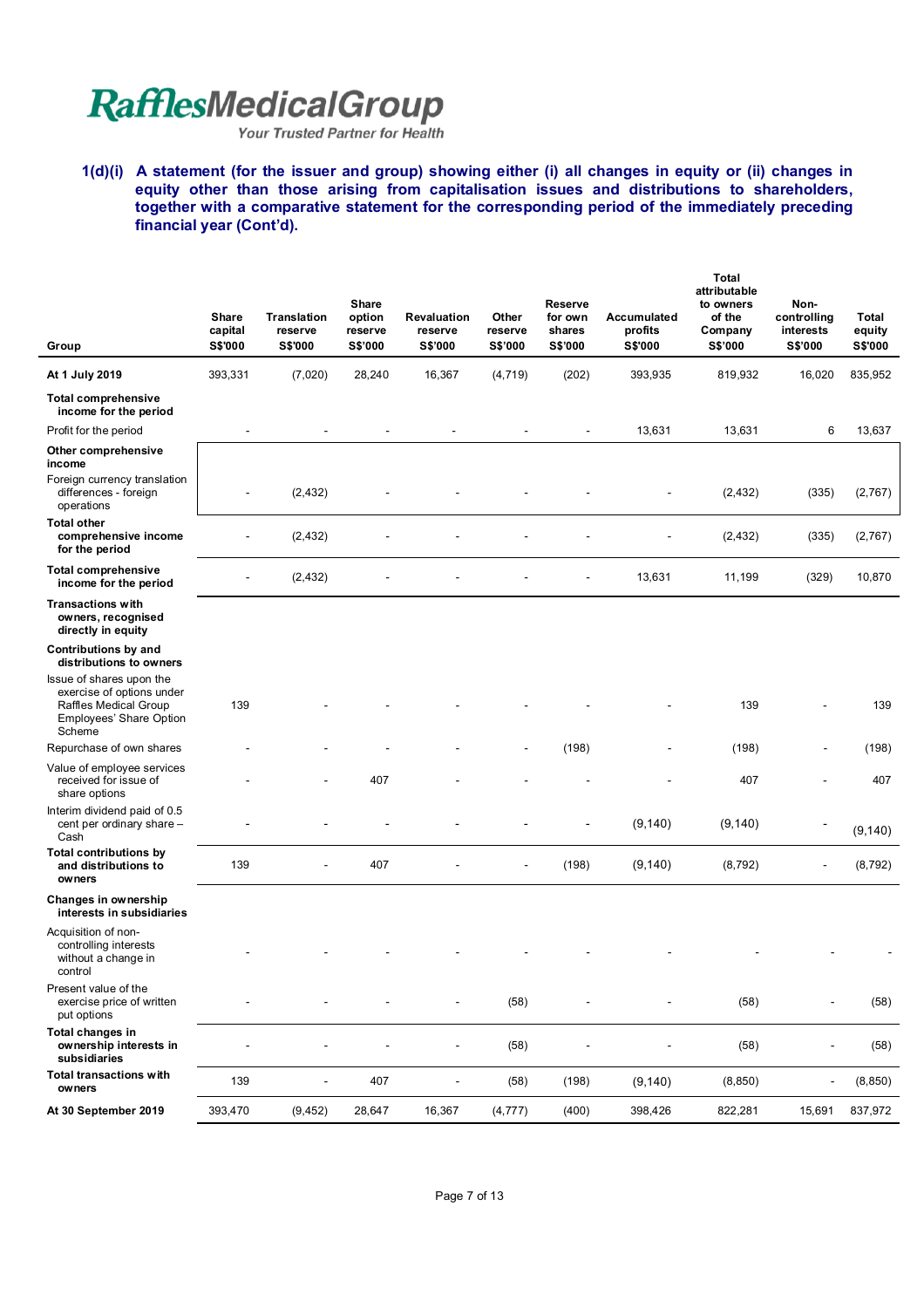**1(d)(i) A statement (for the issuer and group) showing either (i) all changes in equity or (ii) changes in equity other than those arising from capitalisation issues and distributions to shareholders, together with a comparative statement for the corresponding period of the immediately preceding financial year (Cont'd).**

| Group | Share capital S$'000 | Translation reserve S$'000 | Share option reserve S$'000 | Revaluation reserve S$'000 | Other reserve S$'000 | Reserve for own shares S$'000 | Accumulated profits S$'000 | Total attributable to owners of the Company S$'000 | Non-controlling interests S$'000 | Total equity S$'000 |
|---|---|---|---|---|---|---|---|---|---|---|
| **At 1 July 2019** | 393,331 | (7,020) | 28,240 | 16,367 | (4,719) | (202) | 393,935 | 819,932 | 16,020 | 835,952 |
| **Total comprehensive income for the period** | | | | | | | | | | |
| Profit for the period | - | - | - | - | - | - | 13,631 | 13,631 | 6 | 13,637 |
| **Other comprehensive income** | | | | | | | | | | |
| Foreign currency translation differences - foreign operations | - | (2,432) | - | - | - | - | - | (2,432) | (335) | (2,767) |
| **Total other comprehensive income for the period** | - | (2,432) | - | - | - | - | - | (2,432) | (335) | (2,767) |
| **Total comprehensive income for the period** | - | (2,432) | - | - | - | - | 13,631 | 11,199 | (329) | 10,870 |
| **Transactions with owners, recognised directly in equity** | | | | | | | | | | |
| **Contributions by and distributions to owners** | | | | | | | | | | |
| Issue of shares upon the exercise of options under Raffles Medical Group Employees' Share Option Scheme | 139 | - | - | - | - | - | - | 139 | - | 139 |
| Repurchase of own shares | - | - | - | - | - | (198) | - | (198) | - | (198) |
| Value of employee services received for issue of share options | - | - | 407 | - | - | - | - | 407 | - | 407 |
| Interim dividend paid of 0.5 cent per ordinary share – Cash | - | - | - | - | - | - | (9,140) | (9,140) | - | (9,140) |
| **Total contributions by and distributions to owners** | 139 | - | 407 | - | - | (198) | (9,140) | (8,792) | - | (8,792) |
| **Changes in ownership interests in subsidiaries** | | | | | | | | | | |
| Acquisition of non-controlling interests without a change in control | - | - | - | - | - | - | - | - | - | - |
| Present value of the exercise price of written put options | - | - | - | - | (58) | - | - | (58) | - | (58) |
| **Total changes in ownership interests in subsidiaries** | - | - | - | - | (58) | - | - | (58) | - | (58) |
| **Total transactions with owners** | 139 | - | 407 | - | (58) | (198) | (9,140) | (8,850) | - | (8,850) |
| **At 30 September 2019** | 393,470 | (9,452) | 28,647 | 16,367 | (4,777) | (400) | 398,426 | 822,281 | 15,691 | 837,972 |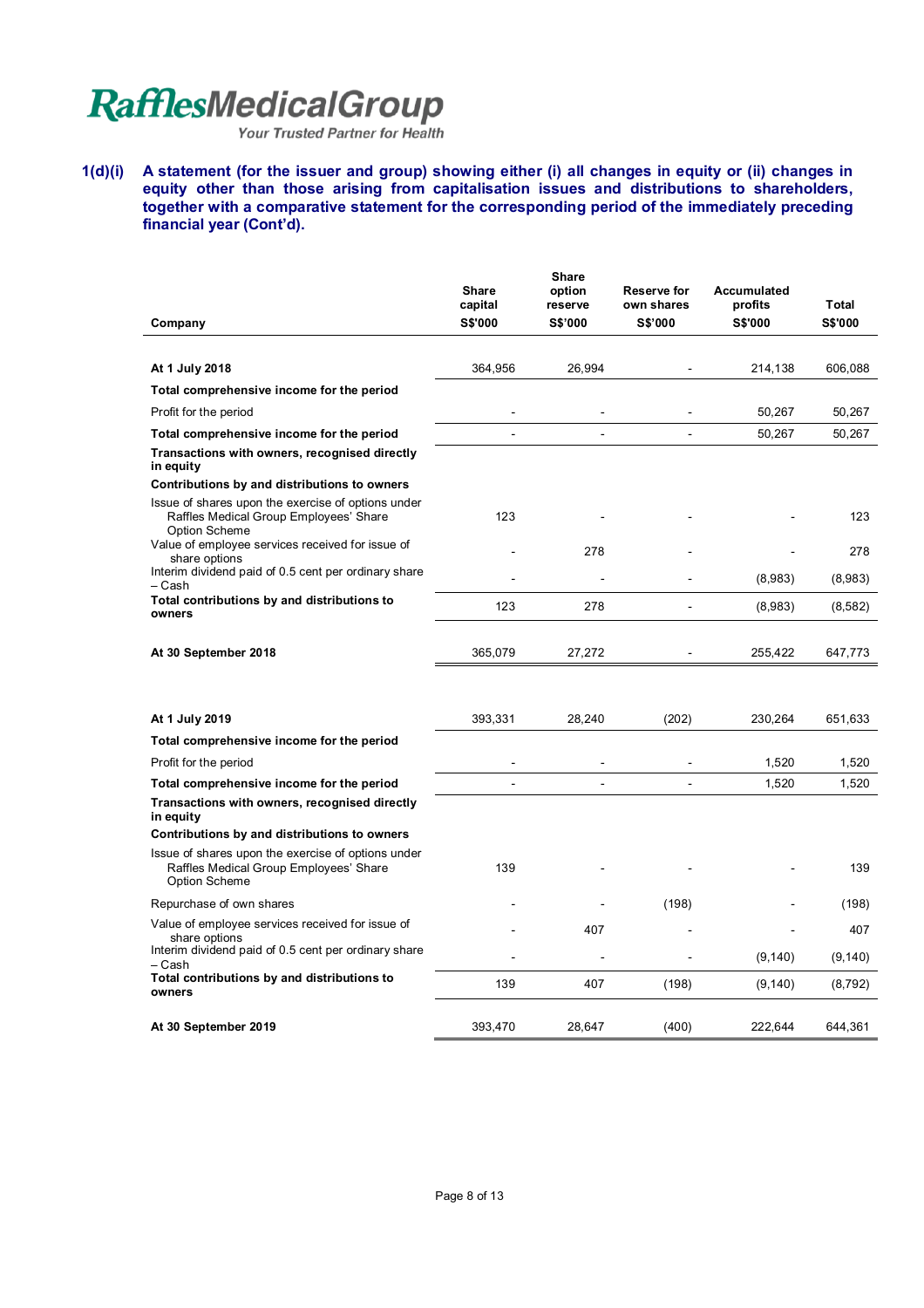**1(d)(i) A statement (for the issuer and group) showing either (i) all changes in equity or (ii) changes in equity other than those arising from capitalisation issues and distributions to shareholders, together with a comparative statement for the corresponding period of the immediately preceding financial year (Cont'd).**

| Company | Share capital S$'000 | Share option reserve S$'000 | Reserve for own shares S$'000 | Accumulated profits S$'000 | Total S$'000 |
|---|---|---|---|---|---|
| **At 1 July 2018** | 364,956 | 26,994 | - | 214,138 | 606,088 |
| **Total comprehensive income for the period** | | | | | |
| Profit for the period | - | - | - | 50,267 | 50,267 |
| **Total comprehensive income for the period** | - | - | - | 50,267 | 50,267 |
| **Transactions with owners, recognised directly in equity** | | | | | |
| **Contributions by and distributions to owners** | | | | | |
| Issue of shares upon the exercise of options under Raffles Medical Group Employees' Share Option Scheme | 123 | - | - | - | 123 |
| Value of employee services received for issue of share options | - | 278 | - | - | 278 |
| Interim dividend paid of 0.5 cent per ordinary share – Cash | - | - | - | (8,983) | (8,983) |
| **Total contributions by and distributions to owners** | 123 | 278 | - | (8,983) | (8,582) |
| **At 30 September 2018** | 365,079 | 27,272 | - | 255,422 | 647,773 |
| | | | | | |
| **At 1 July 2019** | 393,331 | 28,240 | (202) | 230,264 | 651,633 |
| **Total comprehensive income for the period** | | | | | |
| Profit for the period | - | - | - | 1,520 | 1,520 |
| **Total comprehensive income for the period** | - | - | - | 1,520 | 1,520 |
| **Transactions with owners, recognised directly in equity** | | | | | |
| **Contributions by and distributions to owners** | | | | | |
| Issue of shares upon the exercise of options under Raffles Medical Group Employees' Share Option Scheme | 139 | - | - | - | 139 |
| Repurchase of own shares | - | - | (198) | - | (198) |
| Value of employee services received for issue of share options | - | 407 | - | - | 407 |
| Interim dividend paid of 0.5 cent per ordinary share – Cash | - | - | - | (9,140) | (9,140) |
| **Total contributions by and distributions to owners** | 139 | 407 | (198) | (9,140) | (8,792) |
| **At 30 September 2019** | 393,470 | 28,647 | (400) | 222,644 | 644,361 |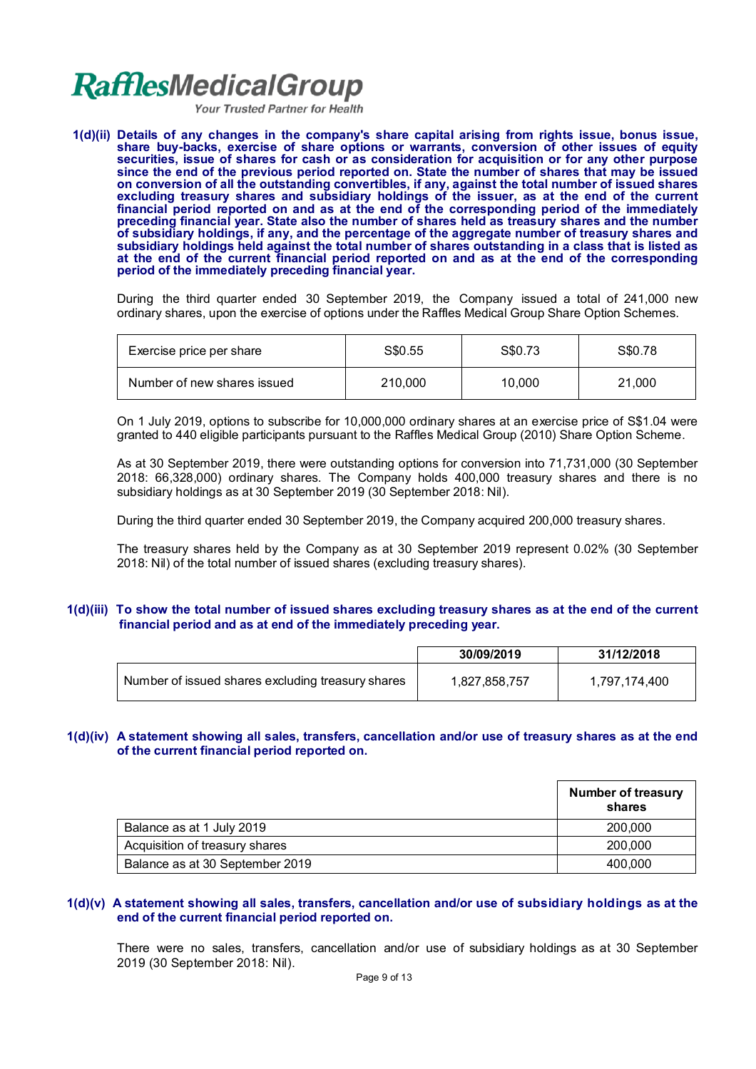**1(d)(ii) Details of any changes in the company's share capital arising from rights issue, bonus issue, share buy-backs, exercise of share options or warrants, conversion of other issues of equity securities, issue of shares for cash or as consideration for acquisition or for any other purpose since the end of the previous period reported on. State the number of shares that may be issued on conversion of all the outstanding convertibles, if any, against the total number of issued shares excluding treasury shares and subsidiary holdings of the issuer, as at the end of the current financial period reported on and as at the end of the corresponding period of the immediately preceding financial year. State also the number of shares held as treasury shares and the number of subsidiary holdings, if any, and the percentage of the aggregate number of treasury shares and subsidiary holdings held against the total number of shares outstanding in a class that is listed as at the end of the current financial period reported on and as at the end of the corresponding period of the immediately preceding financial year.**

During the third quarter ended 30 September 2019, the Company issued a total of 241,000 new ordinary shares, upon the exercise of options under the Raffles Medical Group Share Option Schemes.

| Exercise price per share | S$0.55 | S$0.73 | S$0.78 |
|---|---|---|---|
| Number of new shares issued | 210,000 | 10,000 | 21,000 |

On 1 July 2019, options to subscribe for 10,000,000 ordinary shares at an exercise price of S$1.04 were granted to 440 eligible participants pursuant to the Raffles Medical Group (2010) Share Option Scheme.

As at 30 September 2019, there were outstanding options for conversion into 71,731,000 (30 September 2018: 66,328,000) ordinary shares. The Company holds 400,000 treasury shares and there is no subsidiary holdings as at 30 September 2019 (30 September 2018: Nil).

During the third quarter ended 30 September 2019, the Company acquired 200,000 treasury shares.

The treasury shares held by the Company as at 30 September 2019 represent 0.02% (30 September 2018: Nil) of the total number of issued shares (excluding treasury shares).

**1(d)(iii) To show the total number of issued shares excluding treasury shares as at the end of the current financial period and as at end of the immediately preceding year.**

| | 30/09/2019 | 31/12/2018 |
|---|---|---|
| Number of issued shares excluding treasury shares | 1,827,858,757 | 1,797,174,400 |

**1(d)(iv) A statement showing all sales, transfers, cancellation and/or use of treasury shares as at the end of the current financial period reported on.**

| | Number of treasury shares |
|---|---|
| Balance as at 1 July 2019 | 200,000 |
| Acquisition of treasury shares | 200,000 |
| Balance as at 30 September 2019 | 400,000 |

**1(d)(v) A statement showing all sales, transfers, cancellation and/or use of subsidiary holdings as at the end of the current financial period reported on.**

There were no sales, transfers, cancellation and/or use of subsidiary holdings as at 30 September 2019 (30 September 2018: Nil).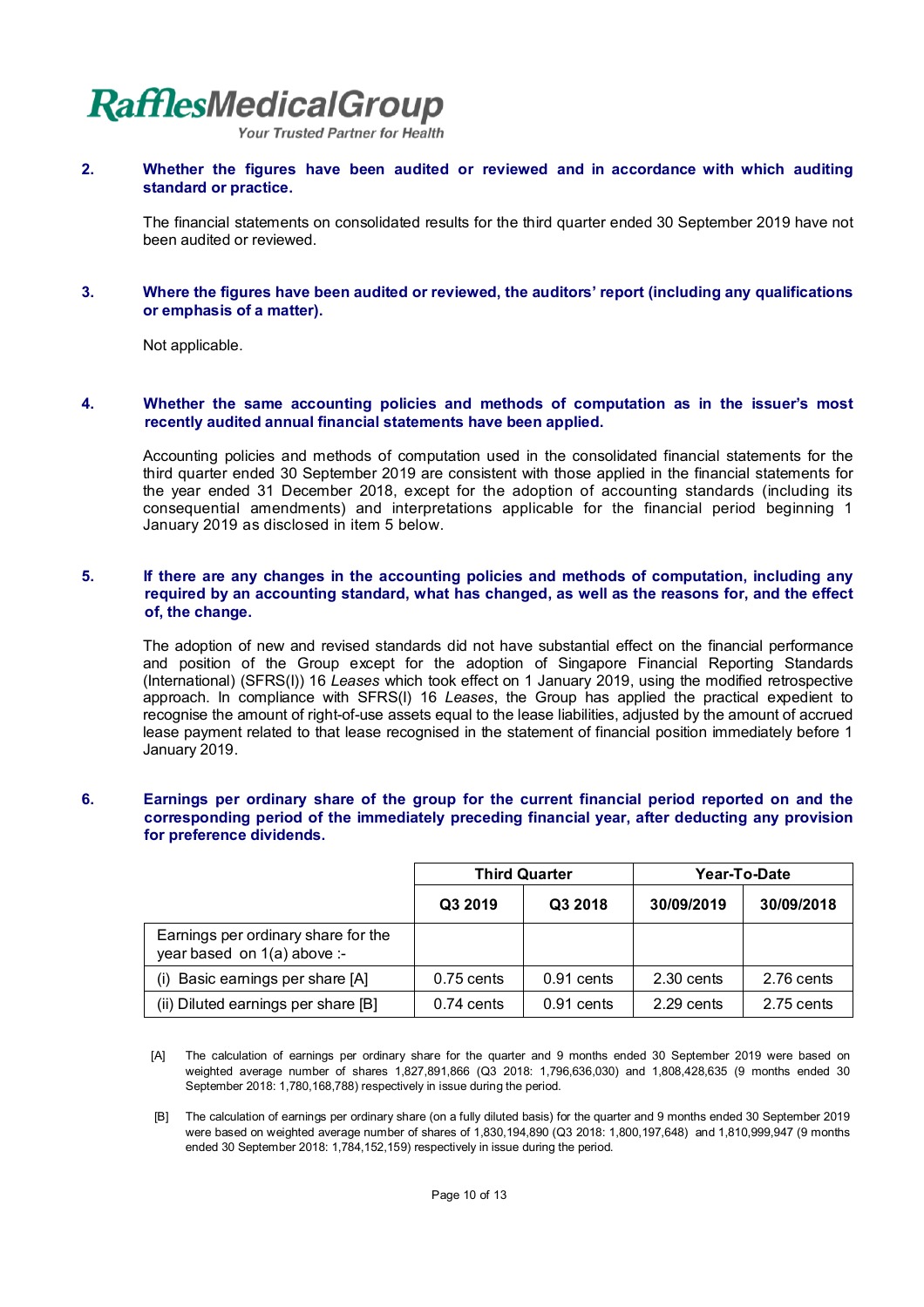**2. Whether the figures have been audited or reviewed and in accordance with which auditing standard or practice.**

The financial statements on consolidated results for the third quarter ended 30 September 2019 have not been audited or reviewed.

**3. Where the figures have been audited or reviewed, the auditors' report (including any qualifications or emphasis of a matter).**

Not applicable.

**4. Whether the same accounting policies and methods of computation as in the issuer's most recently audited annual financial statements have been applied.**

Accounting policies and methods of computation used in the consolidated financial statements for the third quarter ended 30 September 2019 are consistent with those applied in the financial statements for the year ended 31 December 2018, except for the adoption of accounting standards (including its consequential amendments) and interpretations applicable for the financial period beginning 1 January 2019 as disclosed in item 5 below.

**5. If there are any changes in the accounting policies and methods of computation, including any required by an accounting standard, what has changed, as well as the reasons for, and the effect of, the change.**

The adoption of new and revised standards did not have substantial effect on the financial performance and position of the Group except for the adoption of Singapore Financial Reporting Standards (International) (SFRS(I)) 16 *Leases* which took effect on 1 January 2019, using the modified retrospective approach. In compliance with SFRS(I) 16 *Leases*, the Group has applied the practical expedient to recognise the amount of right-of-use assets equal to the lease liabilities, adjusted by the amount of accrued lease payment related to that lease recognised in the statement of financial position immediately before 1 January 2019.

**6. Earnings per ordinary share of the group for the current financial period reported on and the corresponding period of the immediately preceding financial year, after deducting any provision for preference dividends.**

| | Third Quarter | | Year-To-Date | |
|---|---|---|---|---|
| | Q3 2019 | Q3 2018 | 30/09/2019 | 30/09/2018 |
| Earnings per ordinary share for the year based on 1(a) above :- | | | | |
| (i) Basic earnings per share [A] | 0.75 cents | 0.91 cents | 2.30 cents | 2.76 cents |
| (ii) Diluted earnings per share [B] | 0.74 cents | 0.91 cents | 2.29 cents | 2.75 cents |

[A] The calculation of earnings per ordinary share for the quarter and 9 months ended 30 September 2019 were based on weighted average number of shares 1,827,891,866 (Q3 2018: 1,796,636,030) and 1,808,428,635 (9 months ended 30 September 2018: 1,780,168,788) respectively in issue during the period.

[B] The calculation of earnings per ordinary share (on a fully diluted basis) for the quarter and 9 months ended 30 September 2019 were based on weighted average number of shares of 1,830,194,890 (Q3 2018: 1,800,197,648) and 1,810,999,947 (9 months ended 30 September 2018: 1,784,152,159) respectively in issue during the period.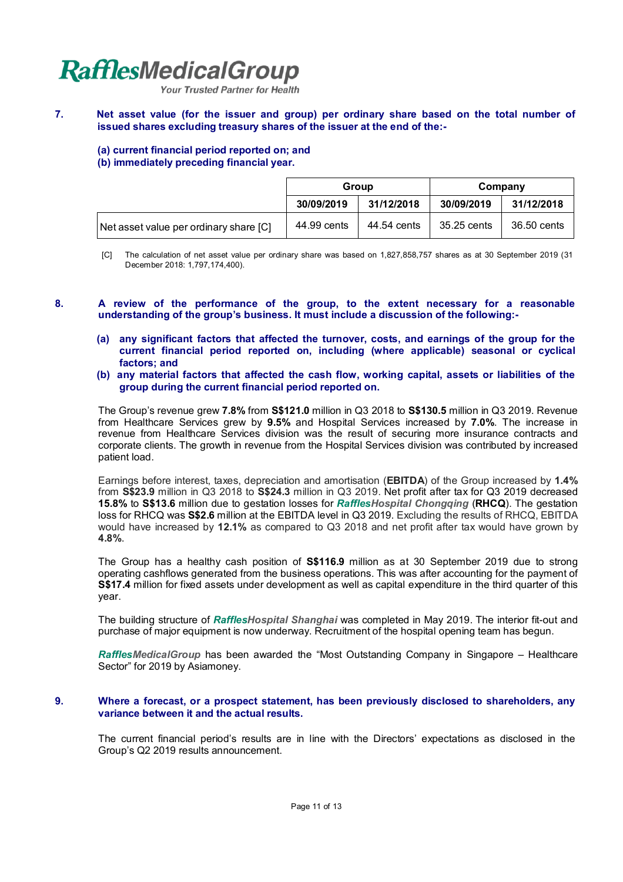**7. Net asset value (for the issuer and group) per ordinary share based on the total number of issued shares excluding treasury shares of the issuer at the end of the:-**

**(a) current financial period reported on; and**
**(b) immediately preceding financial year.**

| | Group | | Company | |
|---|---|---|---|---|
| | 30/09/2019 | 31/12/2018 | 30/09/2019 | 31/12/2018 |
| Net asset value per ordinary share [C] | 44.99 cents | 44.54 cents | 35.25 cents | 36.50 cents |

[C] The calculation of net asset value per ordinary share was based on 1,827,858,757 shares as at 30 September 2019 (31 December 2018: 1,797,174,400).

**8. A review of the performance of the group, to the extent necessary for a reasonable understanding of the group's business. It must include a discussion of the following:-**

**(a) any significant factors that affected the turnover, costs, and earnings of the group for the current financial period reported on, including (where applicable) seasonal or cyclical factors; and**
**(b) any material factors that affected the cash flow, working capital, assets or liabilities of the group during the current financial period reported on.**

The Group's revenue grew **7.8%** from **S$121.0** million in Q3 2018 to **S$130.5** million in Q3 2019. Revenue from Healthcare Services grew by **9.5%** and Hospital Services increased by **7.0%**. The increase in revenue from Healthcare Services division was the result of securing more insurance contracts and corporate clients. The growth in revenue from the Hospital Services division was contributed by increased patient load.

Earnings before interest, taxes, depreciation and amortisation (**EBITDA**) of the Group increased by **1.4%** from **S$23.9** million in Q3 2018 to **S$24.3** million in Q3 2019. Net profit after tax for Q3 2019 decreased **15.8%** to **S$13.6** million due to gestation losses for ***RafflesHospital Chongqing*** (**RHCQ**). The gestation loss for RHCQ was **S$2.6** million at the EBITDA level in Q3 2019. Excluding the results of RHCQ, EBITDA would have increased by **12.1%** as compared to Q3 2018 and net profit after tax would have grown by **4.8%**.

The Group has a healthy cash position of **S$116.9** million as at 30 September 2019 due to strong operating cashflows generated from the business operations. This was after accounting for the payment of **S$17.4** million for fixed assets under development as well as capital expenditure in the third quarter of this year.

The building structure of ***RafflesHospital Shanghai*** was completed in May 2019. The interior fit-out and purchase of major equipment is now underway. Recruitment of the hospital opening team has begun.

***RafflesMedicalGroup*** has been awarded the "Most Outstanding Company in Singapore – Healthcare Sector" for 2019 by Asiamoney.

**9. Where a forecast, or a prospect statement, has been previously disclosed to shareholders, any variance between it and the actual results.**

The current financial period's results are in line with the Directors' expectations as disclosed in the Group's Q2 2019 results announcement.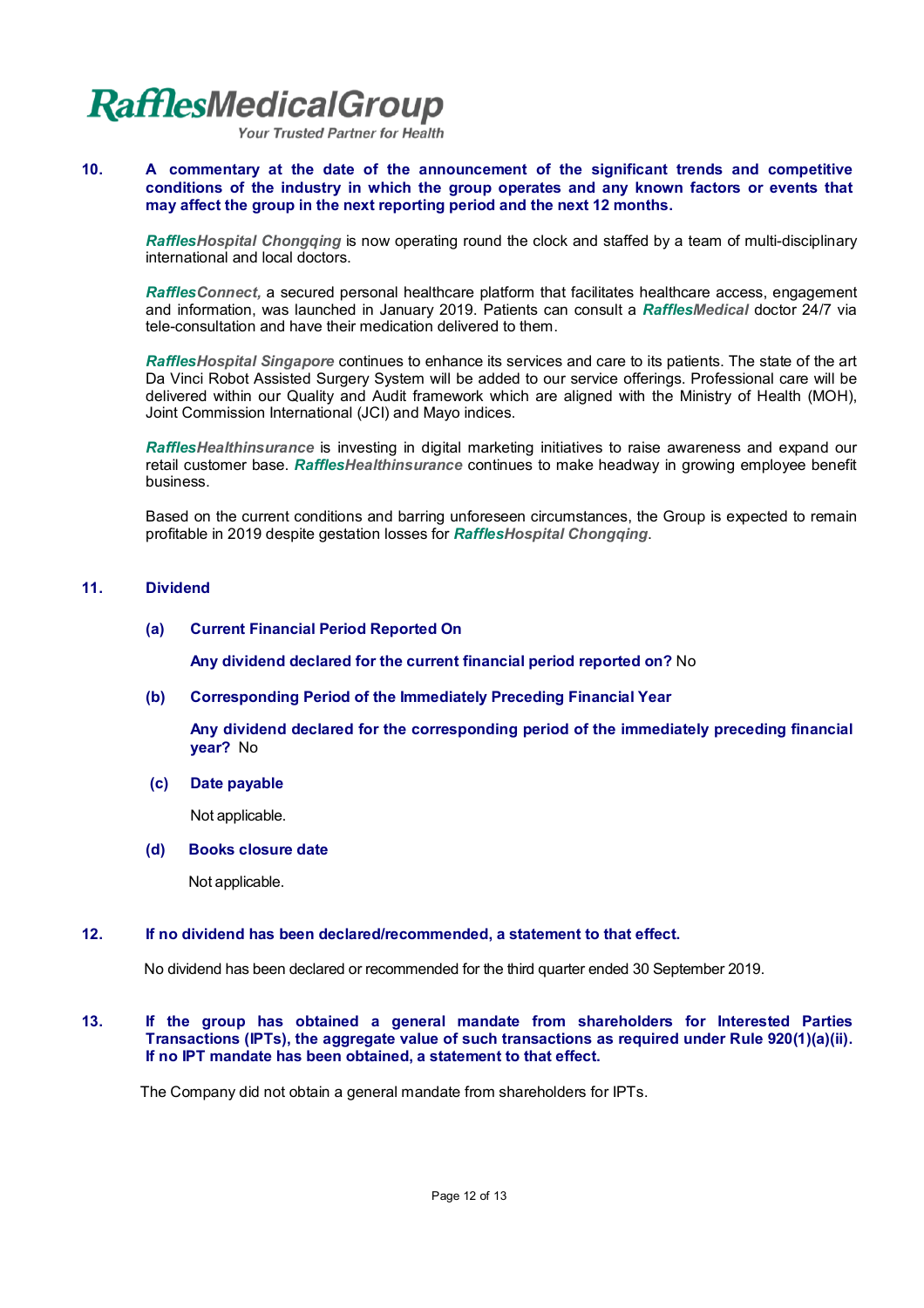**10. A commentary at the date of the announcement of the significant trends and competitive conditions of the industry in which the group operates and any known factors or events that may affect the group in the next reporting period and the next 12 months.**

***RafflesHospital Chongqing*** is now operating round the clock and staffed by a team of multi-disciplinary international and local doctors.

***RafflesConnect,*** a secured personal healthcare platform that facilitates healthcare access, engagement and information, was launched in January 2019. Patients can consult a ***RafflesMedical*** doctor 24/7 via tele-consultation and have their medication delivered to them.

***RafflesHospital Singapore*** continues to enhance its services and care to its patients. The state of the art Da Vinci Robot Assisted Surgery System will be added to our service offerings. Professional care will be delivered within our Quality and Audit framework which are aligned with the Ministry of Health (MOH), Joint Commission International (JCI) and Mayo indices.

***RafflesHealthinsurance*** is investing in digital marketing initiatives to raise awareness and expand our retail customer base. ***RafflesHealthinsurance*** continues to make headway in growing employee benefit business.

Based on the current conditions and barring unforeseen circumstances, the Group is expected to remain profitable in 2019 despite gestation losses for ***RafflesHospital Chongqing***.

**11. Dividend**

**(a) Current Financial Period Reported On**

**Any dividend declared for the current financial period reported on?** No

**(b) Corresponding Period of the Immediately Preceding Financial Year**

**Any dividend declared for the corresponding period of the immediately preceding financial year?** No

**(c) Date payable**

Not applicable.

**(d) Books closure date**

Not applicable.

**12. If no dividend has been declared/recommended, a statement to that effect.**

No dividend has been declared or recommended for the third quarter ended 30 September 2019.

**13. If the group has obtained a general mandate from shareholders for Interested Parties Transactions (IPTs), the aggregate value of such transactions as required under Rule 920(1)(a)(ii). If no IPT mandate has been obtained, a statement to that effect.**

The Company did not obtain a general mandate from shareholders for IPTs.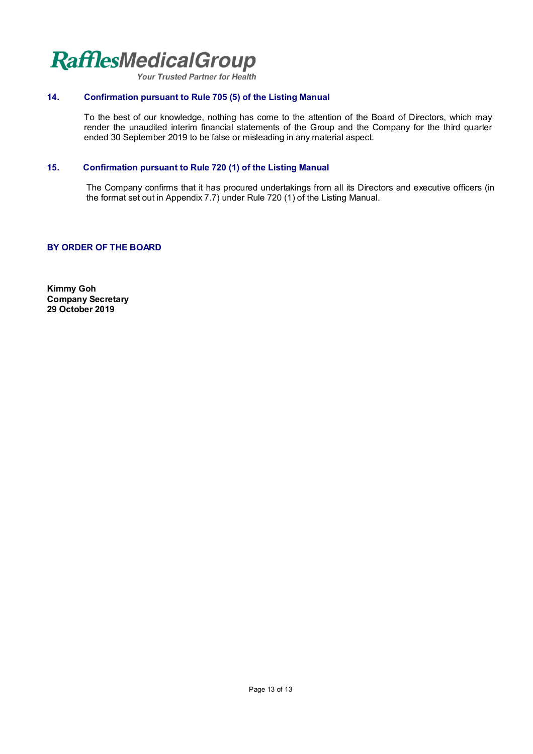### 14. Confirmation pursuant to Rule 705 (5) of the Listing Manual

To the best of our knowledge, nothing has come to the attention of the Board of Directors, which may render the unaudited interim financial statements of the Group and the Company for the third quarter ended 30 September 2019 to be false or misleading in any material aspect.

### 15. Confirmation pursuant to Rule 720 (1) of the Listing Manual

The Company confirms that it has procured undertakings from all its Directors and executive officers (in the format set out in Appendix 7.7) under Rule 720 (1) of the Listing Manual.

**BY ORDER OF THE BOARD**

**Kimmy Goh**
**Company Secretary**
**29 October 2019**